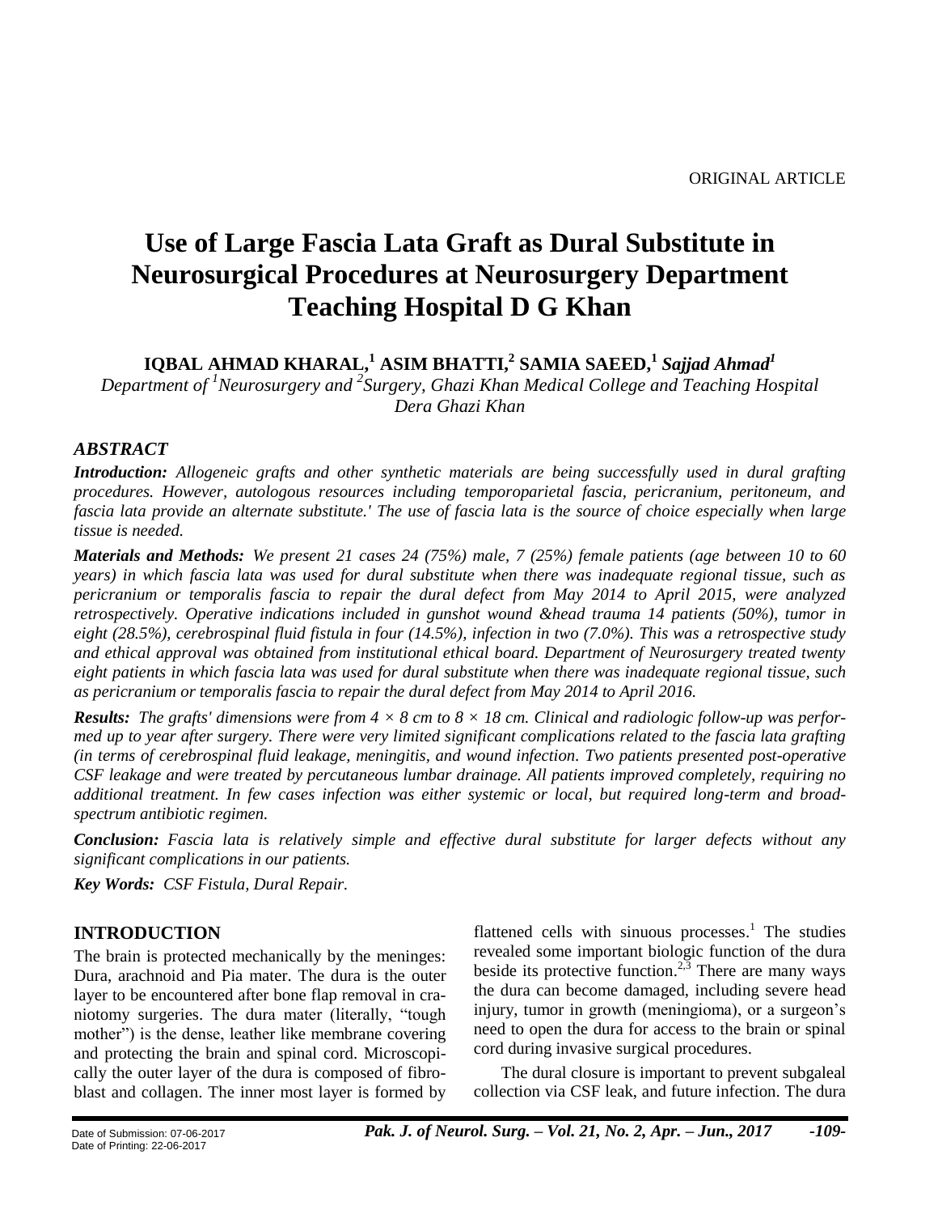ORIGINAL ARTICLE

# Use of Large Fascia Lata Graft as Dural Substitute in Neurosurgical Procedures at Neurosurgery Department Teaching Hospital D G Khan

**IQBAL AHMAD KHARAL,[1] ASIM BHATTI,[2] SAMIA SAEED,[1]** ***Sajjad Ahmad[1]***

*Department of [1]Neurosurgery and [2]Surgery, Ghazi Khan Medical College and Teaching Hospital Dera Ghazi Khan*

## *ABSTRACT*

***Introduction:*** *Allogeneic grafts and other synthetic materials are being successfully used in dural grafting procedures. However, autologous resources including temporoparietal fascia, pericranium, peritoneum, and fascia lata provide an alternate substitute.' The use of fascia lata is the source of choice especially when large tissue is needed.*

***Materials and Methods:*** *We present 21 cases 24 (75%) male, 7 (25%) female patients (age between 10 to 60 years) in which fascia lata was used for dural substitute when there was inadequate regional tissue, such as pericranium or temporalis fascia to repair the dural defect from May 2014 to April 2015, were analyzed retrospectively. Operative indications included in gunshot wound &head trauma 14 patients (50%), tumor in eight (28.5%), cerebrospinal fluid fistula in four (14.5%), infection in two (7.0%). This was a retrospective study and ethical approval was obtained from institutional ethical board. Department of Neurosurgery treated twenty eight patients in which fascia lata was used for dural substitute when there was inadequate regional tissue, such as pericranium or temporalis fascia to repair the dural defect from May 2014 to April 2016.*

***Results:*** *The grafts' dimensions were from 4 × 8 cm to 8 × 18 cm. Clinical and radiologic follow-up was performed up to year after surgery. There were very limited significant complications related to the fascia lata grafting (in terms of cerebrospinal fluid leakage, meningitis, and wound infection. Two patients presented post-operative CSF leakage and were treated by percutaneous lumbar drainage. All patients improved completely, requiring no additional treatment. In few cases infection was either systemic or local, but required long-term and broad-spectrum antibiotic regimen.*

***Conclusion:*** *Fascia lata is relatively simple and effective dural substitute for larger defects without any significant complications in our patients.*

***Key Words:*** *CSF Fistula, Dural Repair.*

## INTRODUCTION

The brain is protected mechanically by the meninges: Dura, arachnoid and Pia mater. The dura is the outer layer to be encountered after bone flap removal in craniotomy surgeries. The dura mater (literally, "tough mother") is the dense, leather like membrane covering and protecting the brain and spinal cord. Microscopically the outer layer of the dura is composed of fibroblast and collagen. The inner most layer is formed by flattened cells with sinuous processes.[1] The studies revealed some important biologic function of the dura beside its protective function.[2,3] There are many ways the dura can become damaged, including severe head injury, tumor in growth (meningioma), or a surgeon's need to open the dura for access to the brain or spinal cord during invasive surgical procedures.

The dural closure is important to prevent subgaleal collection via CSF leak, and future infection. The dura

Date of Submission: 07-06-2017
Date of Printing: 22-06-2017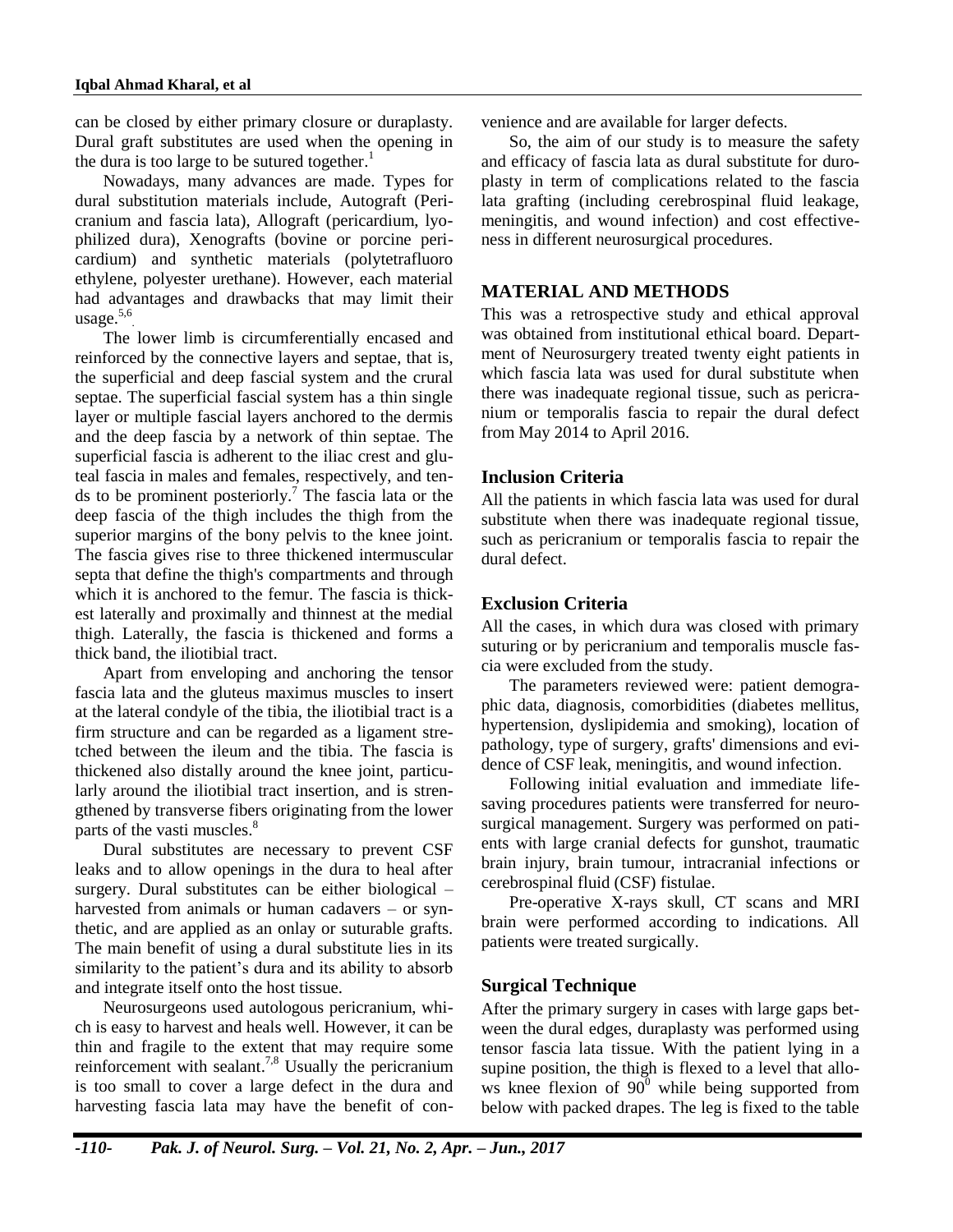can be closed by either primary closure or duraplasty. Dural graft substitutes are used when the opening in the dura is too large to be sutured together.[1]

Nowadays, many advances are made. Types for dural substitution materials include, Autograft (Pericranium and fascia lata), Allograft (pericardium, lyophilized dura), Xenografts (bovine or porcine pericardium) and synthetic materials (polytetrafluoro ethylene, polyester urethane). However, each material had advantages and drawbacks that may limit their usage.[5,6]

The lower limb is circumferentially encased and reinforced by the connective layers and septae, that is, the superficial and deep fascial system and the crural septae. The superficial fascial system has a thin single layer or multiple fascial layers anchored to the dermis and the deep fascia by a network of thin septae. The superficial fascia is adherent to the iliac crest and gluteal fascia in males and females, respectively, and tends to be prominent posteriorly.[7] The fascia lata or the deep fascia of the thigh includes the thigh from the superior margins of the bony pelvis to the knee joint. The fascia gives rise to three thickened intermuscular septa that define the thigh's compartments and through which it is anchored to the femur. The fascia is thickest laterally and proximally and thinnest at the medial thigh. Laterally, the fascia is thickened and forms a thick band, the iliotibial tract.

Apart from enveloping and anchoring the tensor fascia lata and the gluteus maximus muscles to insert at the lateral condyle of the tibia, the iliotibial tract is a firm structure and can be regarded as a ligament stretched between the ileum and the tibia. The fascia is thickened also distally around the knee joint, particularly around the iliotibial tract insertion, and is strengthened by transverse fibers originating from the lower parts of the vasti muscles.[8]

Dural substitutes are necessary to prevent CSF leaks and to allow openings in the dura to heal after surgery. Dural substitutes can be either biological – harvested from animals or human cadavers – or synthetic, and are applied as an onlay or suturable grafts. The main benefit of using a dural substitute lies in its similarity to the patient's dura and its ability to absorb and integrate itself onto the host tissue.

Neurosurgeons used autologous pericranium, which is easy to harvest and heals well. However, it can be thin and fragile to the extent that may require some reinforcement with sealant.[7,8] Usually the pericranium is too small to cover a large defect in the dura and harvesting fascia lata may have the benefit of convenience and are available for larger defects.

So, the aim of our study is to measure the safety and efficacy of fascia lata as dural substitute for duroplasty in term of complications related to the fascia lata grafting (including cerebrospinal fluid leakage, meningitis, and wound infection) and cost effectiveness in different neurosurgical procedures.

## MATERIAL AND METHODS

This was a retrospective study and ethical approval was obtained from institutional ethical board. Department of Neurosurgery treated twenty eight patients in which fascia lata was used for dural substitute when there was inadequate regional tissue, such as pericranium or temporalis fascia to repair the dural defect from May 2014 to April 2016.

### Inclusion Criteria

All the patients in which fascia lata was used for dural substitute when there was inadequate regional tissue, such as pericranium or temporalis fascia to repair the dural defect.

### Exclusion Criteria

All the cases, in which dura was closed with primary suturing or by pericranium and temporalis muscle fascia were excluded from the study.

The parameters reviewed were: patient demographic data, diagnosis, comorbidities (diabetes mellitus, hypertension, dyslipidemia and smoking), location of pathology, type of surgery, grafts' dimensions and evidence of CSF leak, meningitis, and wound infection.

Following initial evaluation and immediate lifesaving procedures patients were transferred for neurosurgical management. Surgery was performed on patients with large cranial defects for gunshot, traumatic brain injury, brain tumour, intracranial infections or cerebrospinal fluid (CSF) fistulae.

Pre-operative X-rays skull, CT scans and MRI brain were performed according to indications. All patients were treated surgically.

### Surgical Technique

After the primary surgery in cases with large gaps between the dural edges, duraplasty was performed using tensor fascia lata tissue. With the patient lying in a supine position, the thigh is flexed to a level that allows knee flexion of $90^0$ while being supported from below with packed drapes. The leg is fixed to the table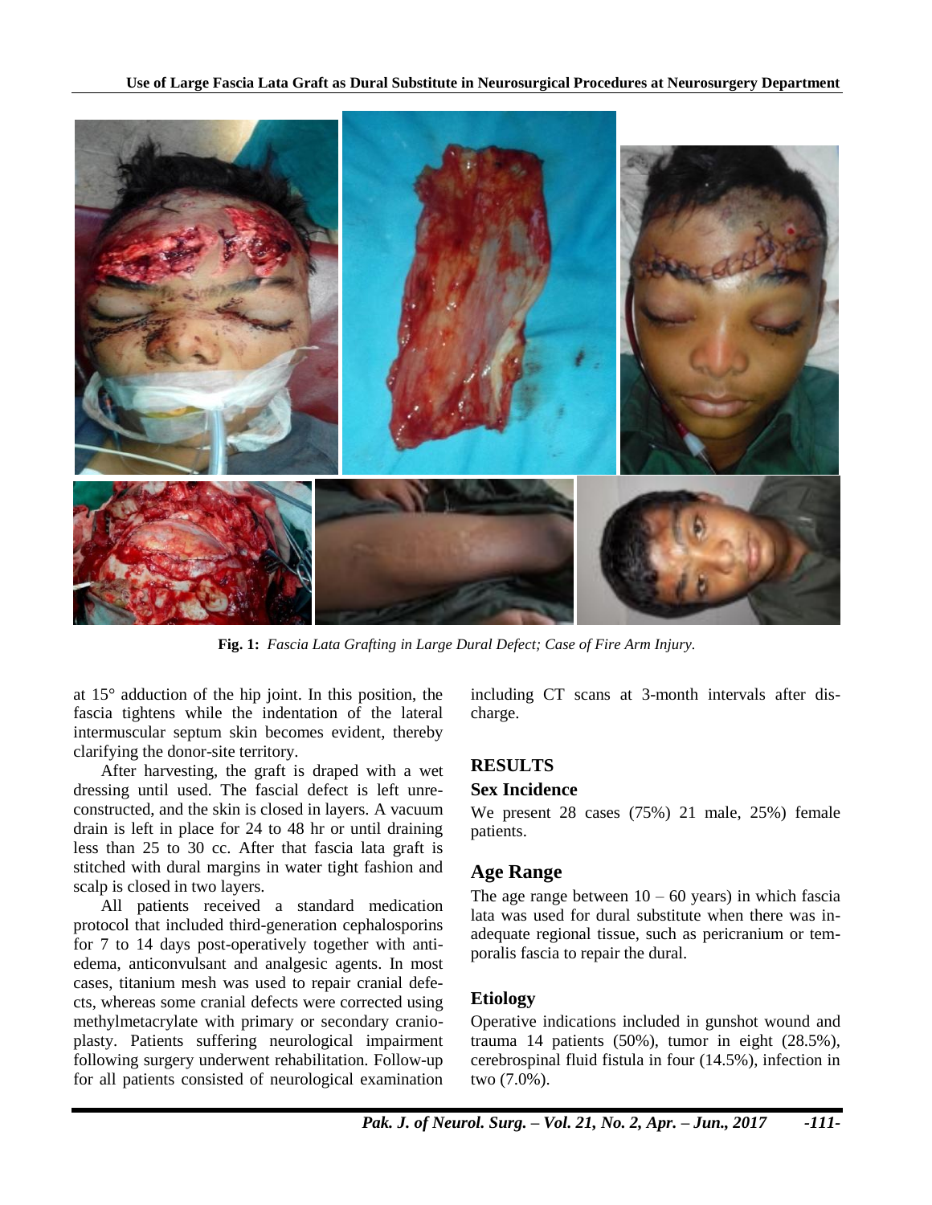**Fig. 1:** *Fascia Lata Grafting in Large Dural Defect; Case of Fire Arm Injury.*

at 15° adduction of the hip joint. In this position, the fascia tightens while the indentation of the lateral intermuscular septum skin becomes evident, thereby clarifying the donor-site territory.

After harvesting, the graft is draped with a wet dressing until used. The fascial defect is left unreconstructed, and the skin is closed in layers. A vacuum drain is left in place for 24 to 48 hr or until draining less than 25 to 30 cc. After that fascia lata graft is stitched with dural margins in water tight fashion and scalp is closed in two layers.

All patients received a standard medication protocol that included third-generation cephalosporins for 7 to 14 days post-operatively together with anti-edema, anticonvulsant and analgesic agents. In most cases, titanium mesh was used to repair cranial defects, whereas some cranial defects were corrected using methylmetacrylate with primary or secondary cranioplasty. Patients suffering neurological impairment following surgery underwent rehabilitation. Follow-up for all patients consisted of neurological examination including CT scans at 3-month intervals after discharge.

## RESULTS

### Sex Incidence

We present 28 cases (75%) 21 male, 25%) female patients.

### Age Range

The age range between 10 – 60 years) in which fascia lata was used for dural substitute when there was inadequate regional tissue, such as pericranium or temporalis fascia to repair the dural.

### Etiology

Operative indications included in gunshot wound and trauma 14 patients (50%), tumor in eight (28.5%), cerebrospinal fluid fistula in four (14.5%), infection in two (7.0%).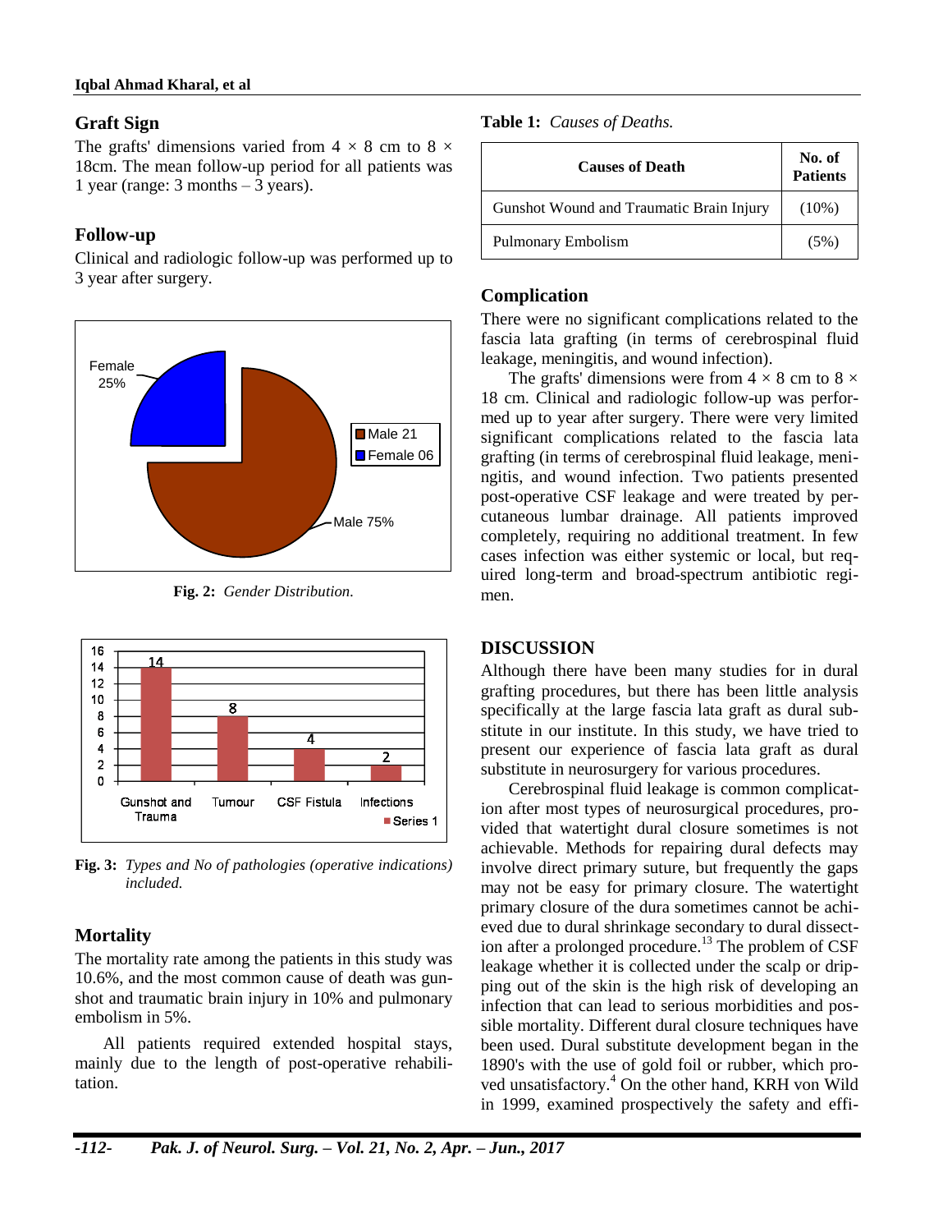### Graft Sign

The grafts' dimensions varied from 4 × 8 cm to 8 × 18cm. The mean follow-up period for all patients was 1 year (range: 3 months – 3 years).

### Follow-up

Clinical and radiologic follow-up was performed up to 3 year after surgery.

**Fig. 2:** *Gender Distribution.*

**Fig. 3:** *Types and No of pathologies (operative indications) included.*

### Mortality

The mortality rate among the patients in this study was 10.6%, and the most common cause of death was gunshot and traumatic brain injury in 10% and pulmonary embolism in 5%.

All patients required extended hospital stays, mainly due to the length of post-operative rehabilitation.

**Table 1:** *Causes of Deaths.*

| Causes of Death | No. of Patients |
| --- | --- |
| Gunshot Wound and Traumatic Brain Injury | (10%) |
| Pulmonary Embolism | (5%) |

### Complication

There were no significant complications related to the fascia lata grafting (in terms of cerebrospinal fluid leakage, meningitis, and wound infection).

The grafts' dimensions were from 4 × 8 cm to 8 × 18 cm. Clinical and radiologic follow-up was performed up to year after surgery. There were very limited significant complications related to the fascia lata grafting (in terms of cerebrospinal fluid leakage, meningitis, and wound infection. Two patients presented post-operative CSF leakage and were treated by percutaneous lumbar drainage. All patients improved completely, requiring no additional treatment. In few cases infection was either systemic or local, but required long-term and broad-spectrum antibiotic regimen.

## DISCUSSION

Although there have been many studies for in dural grafting procedures, but there has been little analysis specifically at the large fascia lata graft as dural substitute in our institute. In this study, we have tried to present our experience of fascia lata graft as dural substitute in neurosurgery for various procedures.

Cerebrospinal fluid leakage is common complication after most types of neurosurgical procedures, provided that watertight dural closure sometimes is not achievable. Methods for repairing dural defects may involve direct primary suture, but frequently the gaps may not be easy for primary closure. The watertight primary closure of the dura sometimes cannot be achieved due to dural shrinkage secondary to dural dissection after a prolonged procedure.[13] The problem of CSF leakage whether it is collected under the scalp or dripping out of the skin is the high risk of developing an infection that can lead to serious morbidities and possible mortality. Different dural closure techniques have been used. Dural substitute development began in the 1890's with the use of gold foil or rubber, which proved unsatisfactory.[4] On the other hand, KRH von Wild in 1999, examined prospectively the safety and effi-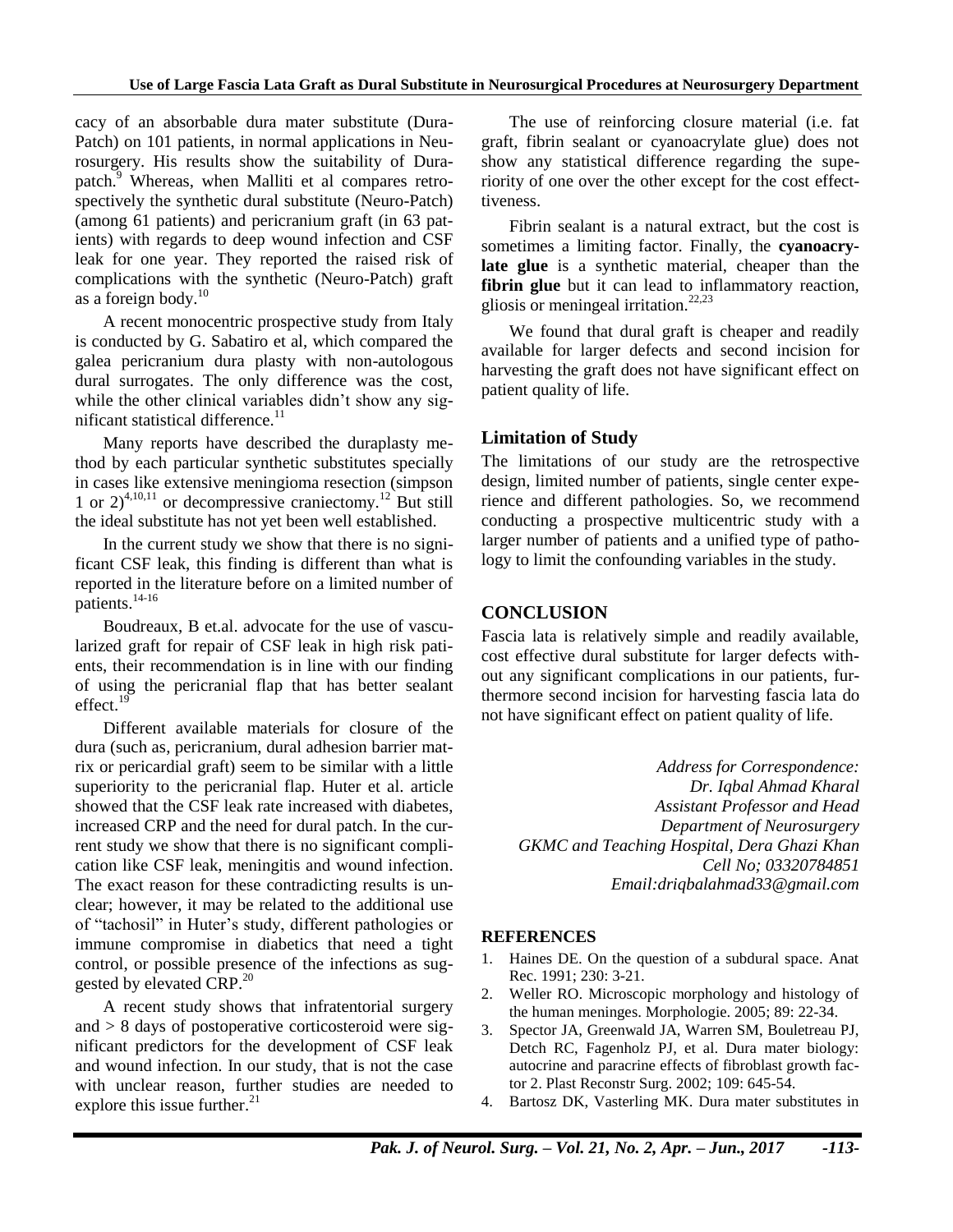cacy of an absorbable dura mater substitute (Dura-Patch) on 101 patients, in normal applications in Neurosurgery. His results show the suitability of Durapatch.[9] Whereas, when Malliti et al compares retrospectively the synthetic dural substitute (Neuro-Patch) (among 61 patients) and pericranium graft (in 63 patients) with regards to deep wound infection and CSF leak for one year. They reported the raised risk of complications with the synthetic (Neuro-Patch) graft as a foreign body.[10]

A recent monocentric prospective study from Italy is conducted by G. Sabatiro et al, which compared the galea pericranium dura plasty with non-autologous dural surrogates. The only difference was the cost, while the other clinical variables didn't show any significant statistical difference.[11]

Many reports have described the duraplasty method by each particular synthetic substitutes specially in cases like extensive meningioma resection (simpson 1 or 2)[4,10,11] or decompressive craniectomy.[12] But still the ideal substitute has not yet been well established.

In the current study we show that there is no significant CSF leak, this finding is different than what is reported in the literature before on a limited number of patients.[14-16]

Boudreaux, B et.al. advocate for the use of vascularized graft for repair of CSF leak in high risk patients, their recommendation is in line with our finding of using the pericranial flap that has better sealant effect.[19]

Different available materials for closure of the dura (such as, pericranium, dural adhesion barrier matrix or pericardial graft) seem to be similar with a little superiority to the pericranial flap. Huter et al. article showed that the CSF leak rate increased with diabetes, increased CRP and the need for dural patch. In the current study we show that there is no significant complication like CSF leak, meningitis and wound infection. The exact reason for these contradicting results is unclear; however, it may be related to the additional use of "tachosil" in Huter's study, different pathologies or immune compromise in diabetics that need a tight control, or possible presence of the infections as suggested by elevated CRP.[20]

A recent study shows that infratentorial surgery and > 8 days of postoperative corticosteroid were significant predictors for the development of CSF leak and wound infection. In our study, that is not the case with unclear reason, further studies are needed to explore this issue further.[21]

The use of reinforcing closure material (i.e. fat graft, fibrin sealant or cyanoacrylate glue) does not show any statistical difference regarding the superiority of one over the other except for the cost effecttiveness.

Fibrin sealant is a natural extract, but the cost is sometimes a limiting factor. Finally, the **cyanoacrylate glue** is a synthetic material, cheaper than the **fibrin glue** but it can lead to inflammatory reaction, gliosis or meningeal irritation.[22,23]

We found that dural graft is cheaper and readily available for larger defects and second incision for harvesting the graft does not have significant effect on patient quality of life.

## Limitation of Study

The limitations of our study are the retrospective design, limited number of patients, single center experience and different pathologies. So, we recommend conducting a prospective multicentric study with a larger number of patients and a unified type of pathology to limit the confounding variables in the study.

## CONCLUSION

Fascia lata is relatively simple and readily available, cost effective dural substitute for larger defects without any significant complications in our patients, furthermore second incision for harvesting fascia lata do not have significant effect on patient quality of life.

*Address for Correspondence:*
*Dr. Iqbal Ahmad Kharal*
*Assistant Professor and Head*
*Department of Neurosurgery*
*GKMC and Teaching Hospital, Dera Ghazi Khan*
*Cell No; 03320784851*
*Email:driqbalahmad33@gmail.com*

## REFERENCES

1. Haines DE. On the question of a subdural space. Anat Rec. 1991; 230: 3-21.
2. Weller RO. Microscopic morphology and histology of the human meninges. Morphologie. 2005; 89: 22-34.
3. Spector JA, Greenwald JA, Warren SM, Bouletreau PJ, Detch RC, Fagenholz PJ, et al. Dura mater biology: autocrine and paracrine effects of fibroblast growth factor 2. Plast Reconstr Surg. 2002; 109: 645-54.
4. Bartosz DK, Vasterling MK. Dura mater substitutes in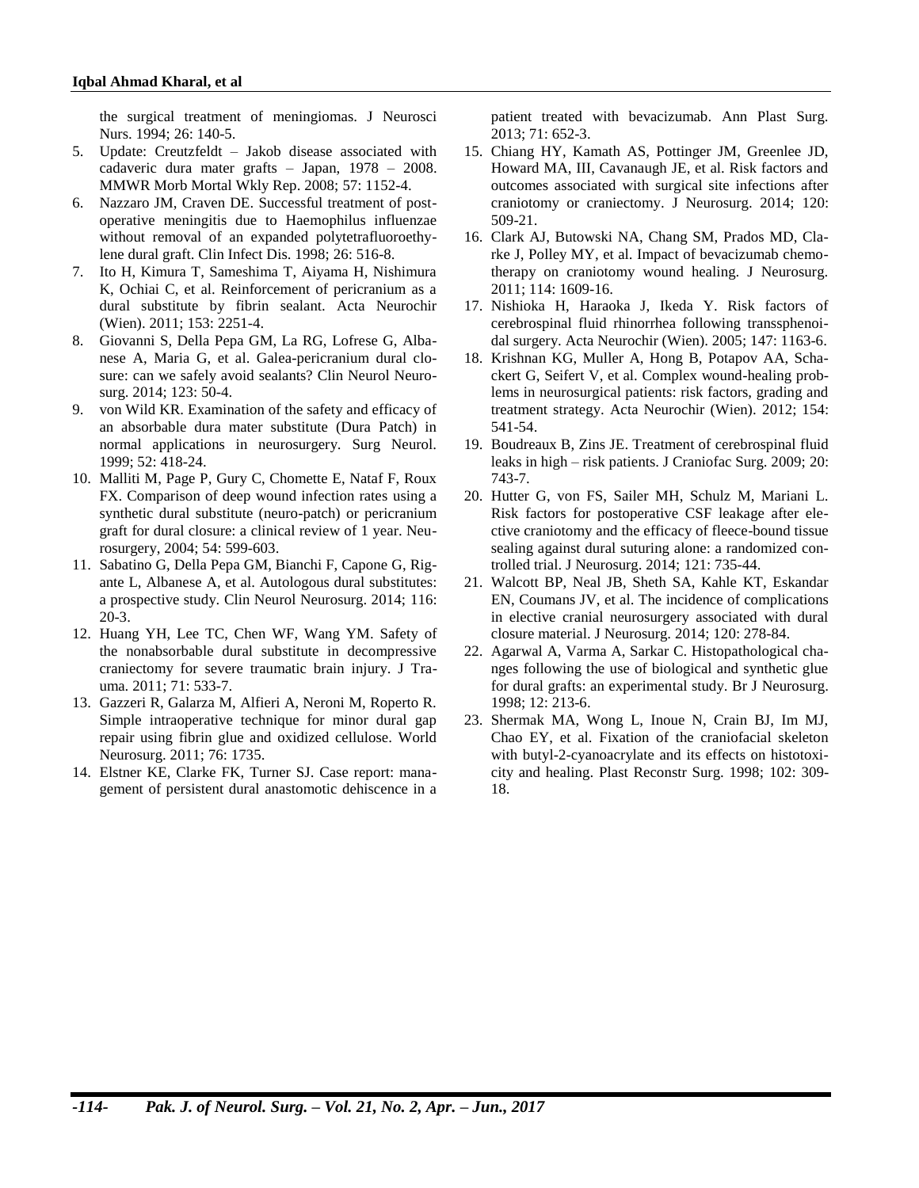the surgical treatment of meningiomas. J Neurosci Nurs. 1994; 26: 140-5.

5. Update: Creutzfeldt – Jakob disease associated with cadaveric dura mater grafts – Japan, 1978 – 2008. MMWR Morb Mortal Wkly Rep. 2008; 57: 1152-4.
6. Nazzaro JM, Craven DE. Successful treatment of post-operative meningitis due to Haemophilus influenzae without removal of an expanded polytetrafluoroethylene dural graft. Clin Infect Dis. 1998; 26: 516-8.
7. Ito H, Kimura T, Sameshima T, Aiyama H, Nishimura K, Ochiai C, et al. Reinforcement of pericranium as a dural substitute by fibrin sealant. Acta Neurochir (Wien). 2011; 153: 2251-4.
8. Giovanni S, Della Pepa GM, La RG, Lofrese G, Albanese A, Maria G, et al. Galea-pericranium dural closure: can we safely avoid sealants? Clin Neurol Neurosurg. 2014; 123: 50-4.
9. von Wild KR. Examination of the safety and efficacy of an absorbable dura mater substitute (Dura Patch) in normal applications in neurosurgery. Surg Neurol. 1999; 52: 418-24.
10. Malliti M, Page P, Gury C, Chomette E, Nataf F, Roux FX. Comparison of deep wound infection rates using a synthetic dural substitute (neuro-patch) or pericranium graft for dural closure: a clinical review of 1 year. Neurosurgery, 2004; 54: 599-603.
11. Sabatino G, Della Pepa GM, Bianchi F, Capone G, Rigante L, Albanese A, et al. Autologous dural substitutes: a prospective study. Clin Neurol Neurosurg. 2014; 116: 20-3.
12. Huang YH, Lee TC, Chen WF, Wang YM. Safety of the nonabsorbable dural substitute in decompressive craniectomy for severe traumatic brain injury. J Trauma. 2011; 71: 533-7.
13. Gazzeri R, Galarza M, Alfieri A, Neroni M, Roperto R. Simple intraoperative technique for minor dural gap repair using fibrin glue and oxidized cellulose. World Neurosurg. 2011; 76: 1735.
14. Elstner KE, Clarke FK, Turner SJ. Case report: management of persistent dural anastomotic dehiscence in a patient treated with bevacizumab. Ann Plast Surg. 2013; 71: 652-3.
15. Chiang HY, Kamath AS, Pottinger JM, Greenlee JD, Howard MA, III, Cavanaugh JE, et al. Risk factors and outcomes associated with surgical site infections after craniotomy or craniectomy. J Neurosurg. 2014; 120: 509-21.
16. Clark AJ, Butowski NA, Chang SM, Prados MD, Clarke J, Polley MY, et al. Impact of bevacizumab chemotherapy on craniotomy wound healing. J Neurosurg. 2011; 114: 1609-16.
17. Nishioka H, Haraoka J, Ikeda Y. Risk factors of cerebrospinal fluid rhinorrhea following transsphenoidal surgery. Acta Neurochir (Wien). 2005; 147: 1163-6.
18. Krishnan KG, Muller A, Hong B, Potapov AA, Schackert G, Seifert V, et al. Complex wound-healing problems in neurosurgical patients: risk factors, grading and treatment strategy. Acta Neurochir (Wien). 2012; 154: 541-54.
19. Boudreaux B, Zins JE. Treatment of cerebrospinal fluid leaks in high – risk patients. J Craniofac Surg. 2009; 20: 743-7.
20. Hutter G, von FS, Sailer MH, Schulz M, Mariani L. Risk factors for postoperative CSF leakage after elective craniotomy and the efficacy of fleece-bound tissue sealing against dural suturing alone: a randomized controlled trial. J Neurosurg. 2014; 121: 735-44.
21. Walcott BP, Neal JB, Sheth SA, Kahle KT, Eskandar EN, Coumans JV, et al. The incidence of complications in elective cranial neurosurgery associated with dural closure material. J Neurosurg. 2014; 120: 278-84.
22. Agarwal A, Varma A, Sarkar C. Histopathological changes following the use of biological and synthetic glue for dural grafts: an experimental study. Br J Neurosurg. 1998; 12: 213-6.
23. Shermak MA, Wong L, Inoue N, Crain BJ, Im MJ, Chao EY, et al. Fixation of the craniofacial skeleton with butyl-2-cyanoacrylate and its effects on histotoxicity and healing. Plast Reconstr Surg. 1998; 102: 309-18.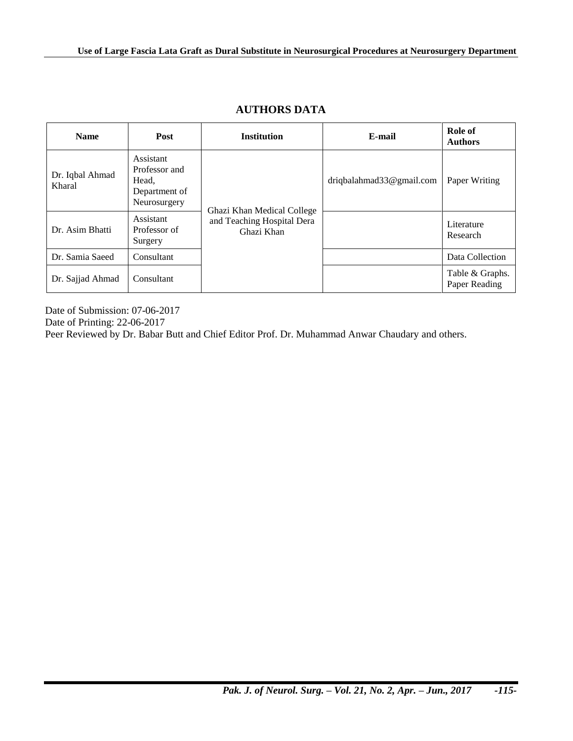## AUTHORS DATA

| Name | Post | Institution | E-mail | Role of Authors |
|---|---|---|---|---|
| Dr. Iqbal Ahmad Kharal | Assistant Professor and Head, Department of Neurosurgery | Ghazi Khan Medical College and Teaching Hospital Dera Ghazi Khan | driqbalahmad33@gmail.com | Paper Writing |
| Dr. Asim Bhatti | Assistant Professor of Surgery | | | Literature Research |
| Dr. Samia Saeed | Consultant | | | Data Collection |
| Dr. Sajjad Ahmad | Consultant | | | Table & Graphs. Paper Reading |

Date of Submission: 07-06-2017
Date of Printing: 22-06-2017
Peer Reviewed by Dr. Babar Butt and Chief Editor Prof. Dr. Muhammad Anwar Chaudary and others.